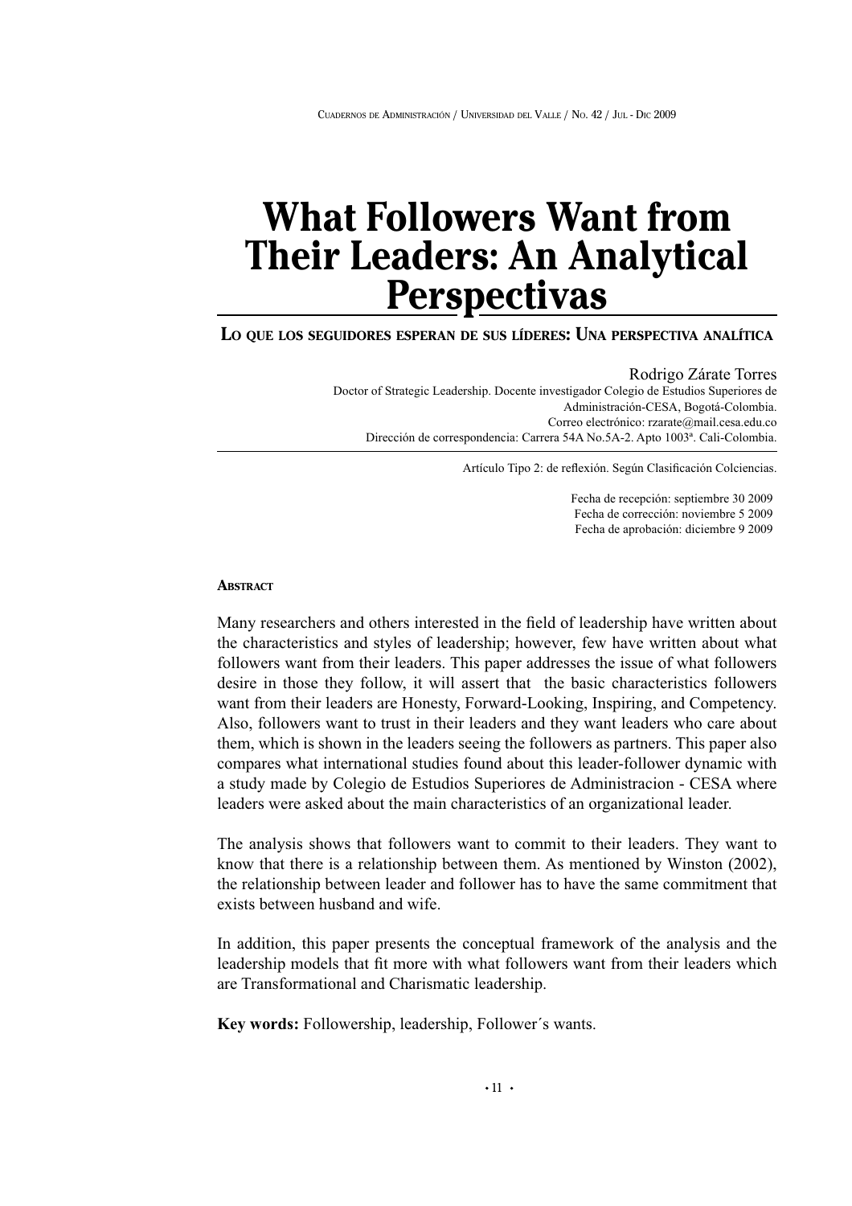# What Followers Want from Their Leaders: An Analytical Perspectivas

## Lo que los seguidores esperan de sus líderes: Una perspectiva analítica

Rodrigo Zárate Torres

Doctor of Strategic Leadership. Docente investigador Colegio de Estudios Superiores de Administración-CESA, Bogotá-Colombia.
Correo electrónico: rzarate@mail.cesa.edu.co
Dirección de correspondencia: Carrera 54A No.5A-2. Apto 1003ª. Cali-Colombia.

Artículo Tipo 2: de reflexión. Según Clasificación Colciencias.

Fecha de recepción: septiembre 30 2009
Fecha de corrección: noviembre 5 2009
Fecha de aprobación: diciembre 9 2009

### Abstract

Many researchers and others interested in the field of leadership have written about the characteristics and styles of leadership; however, few have written about what followers want from their leaders. This paper addresses the issue of what followers desire in those they follow, it will assert that the basic characteristics followers want from their leaders are Honesty, Forward-Looking, Inspiring, and Competency. Also, followers want to trust in their leaders and they want leaders who care about them, which is shown in the leaders seeing the followers as partners. This paper also compares what international studies found about this leader-follower dynamic with a study made by Colegio de Estudios Superiores de Administracion - CESA where leaders were asked about the main characteristics of an organizational leader.

The analysis shows that followers want to commit to their leaders. They want to know that there is a relationship between them. As mentioned by Winston (2002), the relationship between leader and follower has to have the same commitment that exists between husband and wife.

In addition, this paper presents the conceptual framework of the analysis and the leadership models that fit more with what followers want from their leaders which are Transformational and Charismatic leadership.

**Key words:** Followership, leadership, Follower´s wants.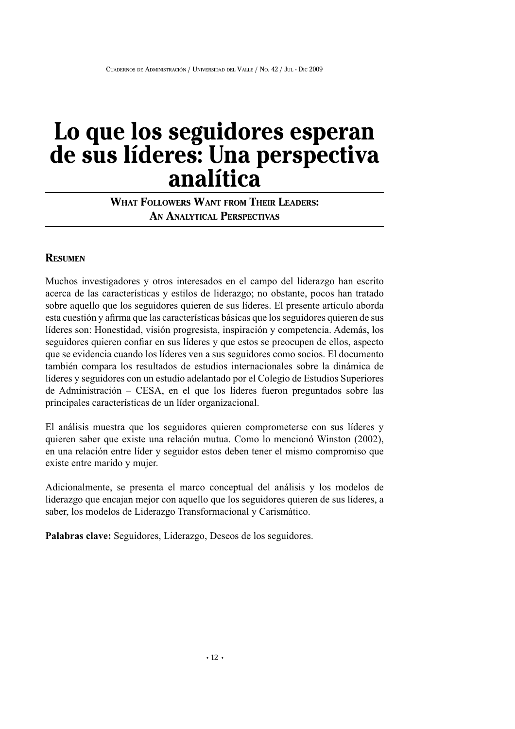# Lo que los seguidores esperan de sus líderes: Una perspectiva analítica

## What Followers Want from Their Leaders: An Analytical Perspectivas

### Resumen

Muchos investigadores y otros interesados en el campo del liderazgo han escrito acerca de las características y estilos de liderazgo; no obstante, pocos han tratado sobre aquello que los seguidores quieren de sus líderes. El presente artículo aborda esta cuestión y afirma que las características básicas que los seguidores quieren de sus líderes son: Honestidad, visión progresista, inspiración y competencia. Además, los seguidores quieren confiar en sus líderes y que estos se preocupen de ellos, aspecto que se evidencia cuando los líderes ven a sus seguidores como socios. El documento también compara los resultados de estudios internacionales sobre la dinámica de líderes y seguidores con un estudio adelantado por el Colegio de Estudios Superiores de Administración – CESA, en el que los líderes fueron preguntados sobre las principales características de un líder organizacional.

El análisis muestra que los seguidores quieren comprometerse con sus líderes y quieren saber que existe una relación mutua. Como lo mencionó Winston (2002), en una relación entre líder y seguidor estos deben tener el mismo compromiso que existe entre marido y mujer.

Adicionalmente, se presenta el marco conceptual del análisis y los modelos de liderazgo que encajan mejor con aquello que los seguidores quieren de sus líderes, a saber, los modelos de Liderazgo Transformacional y Carismático.

**Palabras clave:** Seguidores, Liderazgo, Deseos de los seguidores.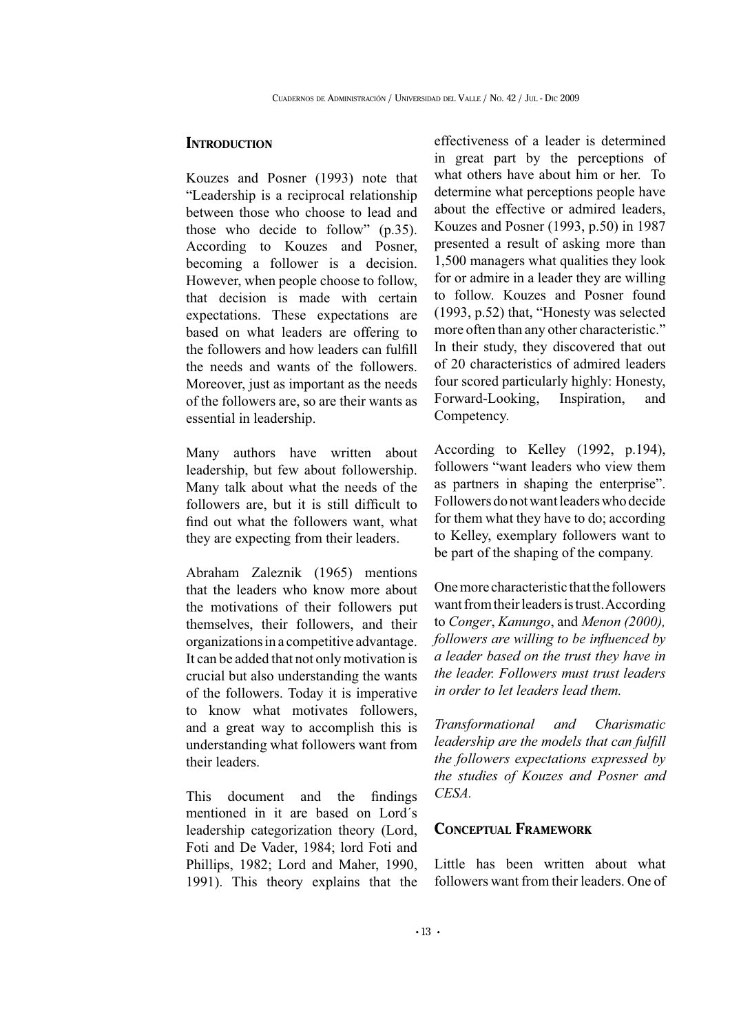## Introduction

Kouzes and Posner (1993) note that "Leadership is a reciprocal relationship between those who choose to lead and those who decide to follow" (p.35). According to Kouzes and Posner, becoming a follower is a decision. However, when people choose to follow, that decision is made with certain expectations. These expectations are based on what leaders are offering to the followers and how leaders can fulfill the needs and wants of the followers. Moreover, just as important as the needs of the followers are, so are their wants as essential in leadership.

Many authors have written about leadership, but few about followership. Many talk about what the needs of the followers are, but it is still difficult to find out what the followers want, what they are expecting from their leaders.

Abraham Zaleznik (1965) mentions that the leaders who know more about the motivations of their followers put themselves, their followers, and their organizations in a competitive advantage. It can be added that not only motivation is crucial but also understanding the wants of the followers. Today it is imperative to know what motivates followers, and a great way to accomplish this is understanding what followers want from their leaders.

This document and the findings mentioned in it are based on Lord´s leadership categorization theory (Lord, Foti and De Vader, 1984; lord Foti and Phillips, 1982; Lord and Maher, 1990, 1991). This theory explains that the effectiveness of a leader is determined in great part by the perceptions of what others have about him or her. To determine what perceptions people have about the effective or admired leaders, Kouzes and Posner (1993, p.50) in 1987 presented a result of asking more than 1,500 managers what qualities they look for or admire in a leader they are willing to follow. Kouzes and Posner found (1993, p.52) that, "Honesty was selected more often than any other characteristic." In their study, they discovered that out of 20 characteristics of admired leaders four scored particularly highly: Honesty, Forward-Looking, Inspiration, and Competency.

According to Kelley (1992, p.194), followers "want leaders who view them as partners in shaping the enterprise". Followers do not want leaders who decide for them what they have to do; according to Kelley, exemplary followers want to be part of the shaping of the company.

One more characteristic that the followers want from their leaders is trust. According to *Conger*, *Kanungo*, and *Menon (2000), followers are willing to be influenced by a leader based on the trust they have in the leader. Followers must trust leaders in order to let leaders lead them.*

*Transformational and Charismatic leadership are the models that can fulfill the followers expectations expressed by the studies of Kouzes and Posner and CESA.*

## Conceptual Framework

Little has been written about what followers want from their leaders. One of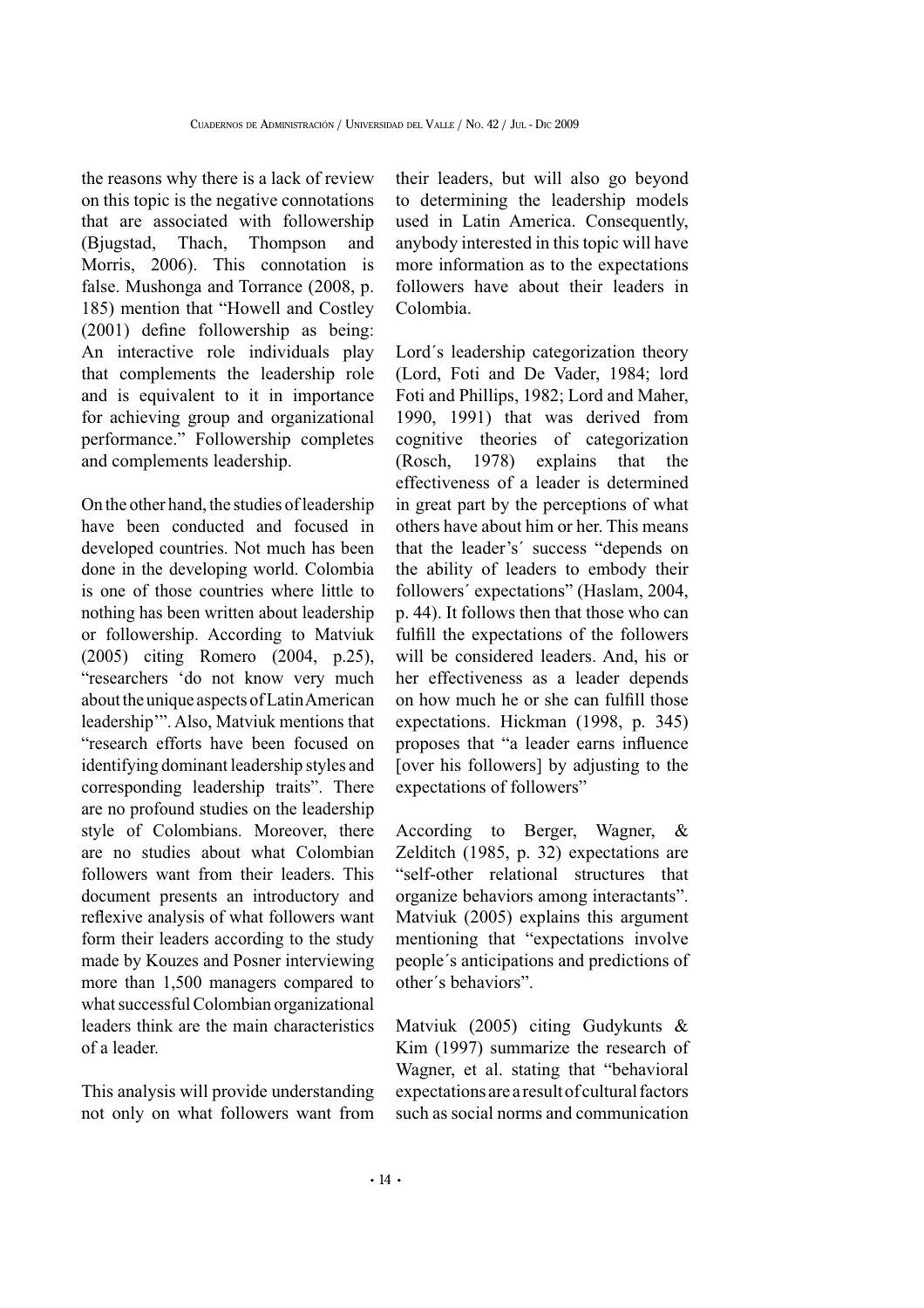the reasons why there is a lack of review on this topic is the negative connotations that are associated with followership (Bjugstad, Thach, Thompson and Morris, 2006). This connotation is false. Mushonga and Torrance (2008, p. 185) mention that "Howell and Costley (2001) define followership as being: An interactive role individuals play that complements the leadership role and is equivalent to it in importance for achieving group and organizational performance." Followership completes and complements leadership.

On the other hand, the studies of leadership have been conducted and focused in developed countries. Not much has been done in the developing world. Colombia is one of those countries where little to nothing has been written about leadership or followership. According to Matviuk (2005) citing Romero (2004, p.25), "researchers 'do not know very much about the unique aspects of Latin American leadership'". Also, Matviuk mentions that "research efforts have been focused on identifying dominant leadership styles and corresponding leadership traits". There are no profound studies on the leadership style of Colombians. Moreover, there are no studies about what Colombian followers want from their leaders. This document presents an introductory and reflexive analysis of what followers want form their leaders according to the study made by Kouzes and Posner interviewing more than 1,500 managers compared to what successful Colombian organizational leaders think are the main characteristics of a leader.

This analysis will provide understanding not only on what followers want from their leaders, but will also go beyond to determining the leadership models used in Latin America. Consequently, anybody interested in this topic will have more information as to the expectations followers have about their leaders in Colombia.

Lord´s leadership categorization theory (Lord, Foti and De Vader, 1984; lord Foti and Phillips, 1982; Lord and Maher, 1990, 1991) that was derived from cognitive theories of categorization (Rosch, 1978) explains that the effectiveness of a leader is determined in great part by the perceptions of what others have about him or her. This means that the leader's´ success "depends on the ability of leaders to embody their followers´ expectations" (Haslam, 2004, p. 44). It follows then that those who can fulfill the expectations of the followers will be considered leaders. And, his or her effectiveness as a leader depends on how much he or she can fulfill those expectations. Hickman (1998, p. 345) proposes that "a leader earns influence [over his followers] by adjusting to the expectations of followers"

According to Berger, Wagner, & Zelditch (1985, p. 32) expectations are "self-other relational structures that organize behaviors among interactants". Matviuk (2005) explains this argument mentioning that "expectations involve people´s anticipations and predictions of other´s behaviors".

Matviuk (2005) citing Gudykunts & Kim (1997) summarize the research of Wagner, et al. stating that "behavioral expectations are a result of cultural factors such as social norms and communication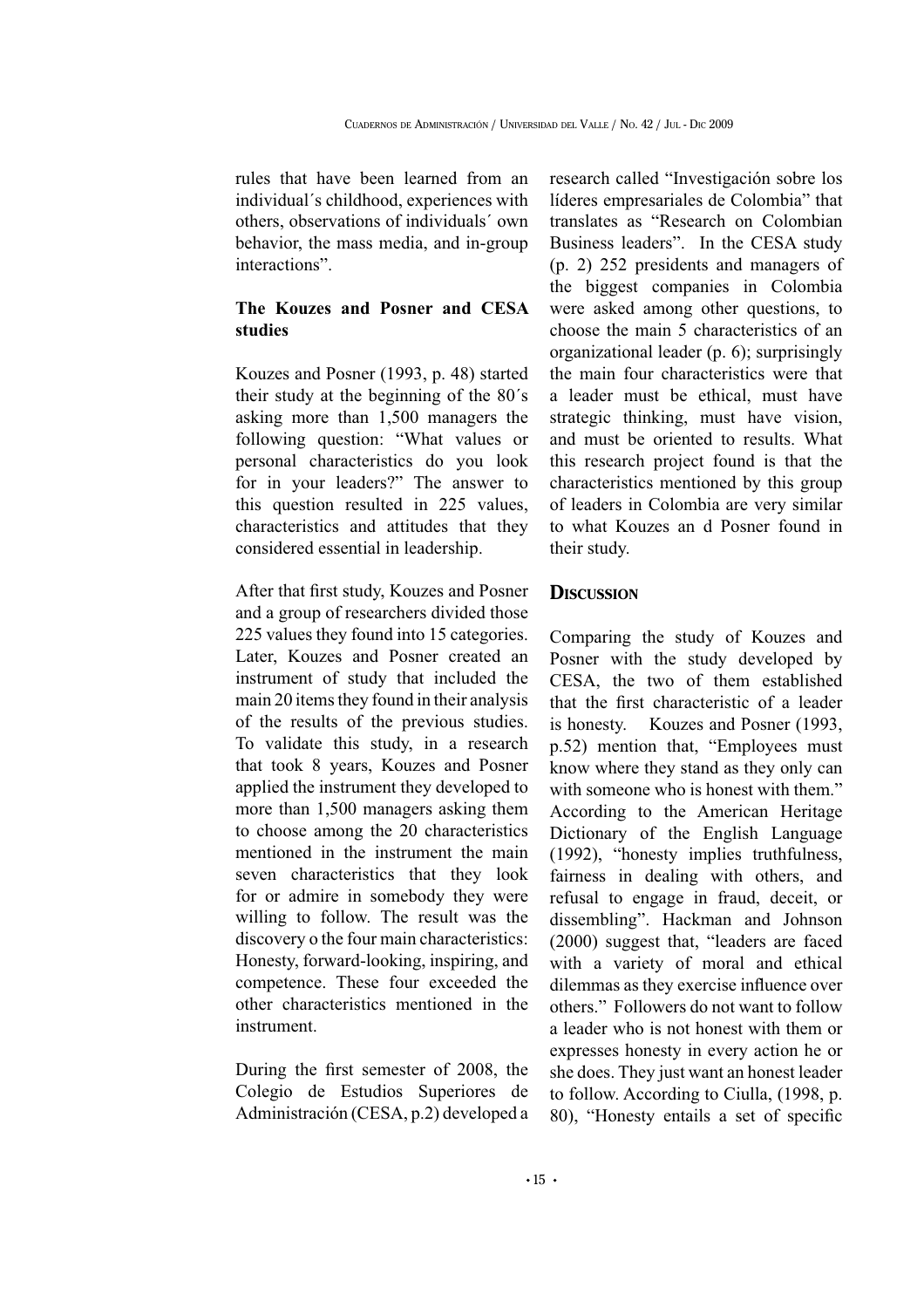rules that have been learned from an individual´s childhood, experiences with others, observations of individuals´ own behavior, the mass media, and in-group interactions".

### The Kouzes and Posner and CESA studies

Kouzes and Posner (1993, p. 48) started their study at the beginning of the 80´s asking more than 1,500 managers the following question: "What values or personal characteristics do you look for in your leaders?" The answer to this question resulted in 225 values, characteristics and attitudes that they considered essential in leadership.

After that first study, Kouzes and Posner and a group of researchers divided those 225 values they found into 15 categories. Later, Kouzes and Posner created an instrument of study that included the main 20 items they found in their analysis of the results of the previous studies. To validate this study, in a research that took 8 years, Kouzes and Posner applied the instrument they developed to more than 1,500 managers asking them to choose among the 20 characteristics mentioned in the instrument the main seven characteristics that they look for or admire in somebody they were willing to follow. The result was the discovery o the four main characteristics: Honesty, forward-looking, inspiring, and competence. These four exceeded the other characteristics mentioned in the instrument.

During the first semester of 2008, the Colegio de Estudios Superiores de Administración (CESA, p.2) developed a research called "Investigación sobre los líderes empresariales de Colombia" that translates as "Research on Colombian Business leaders". In the CESA study (p. 2) 252 presidents and managers of the biggest companies in Colombia were asked among other questions, to choose the main 5 characteristics of an organizational leader (p. 6); surprisingly the main four characteristics were that a leader must be ethical, must have strategic thinking, must have vision, and must be oriented to results. What this research project found is that the characteristics mentioned by this group of leaders in Colombia are very similar to what Kouzes an d Posner found in their study.

## Discussion

Comparing the study of Kouzes and Posner with the study developed by CESA, the two of them established that the first characteristic of a leader is honesty. Kouzes and Posner (1993, p.52) mention that, "Employees must know where they stand as they only can with someone who is honest with them." According to the American Heritage Dictionary of the English Language (1992), "honesty implies truthfulness, fairness in dealing with others, and refusal to engage in fraud, deceit, or dissembling". Hackman and Johnson (2000) suggest that, "leaders are faced with a variety of moral and ethical dilemmas as they exercise influence over others." Followers do not want to follow a leader who is not honest with them or expresses honesty in every action he or she does. They just want an honest leader to follow. According to Ciulla, (1998, p. 80), "Honesty entails a set of specific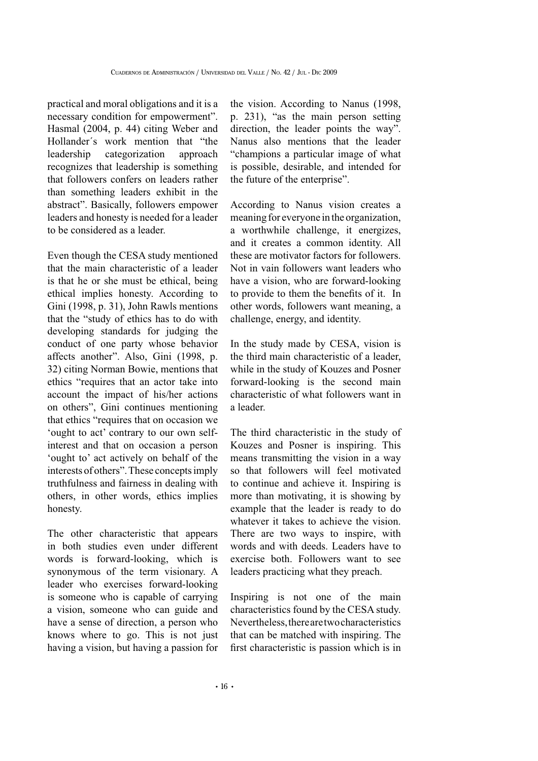practical and moral obligations and it is a necessary condition for empowerment". Hasmal (2004, p. 44) citing Weber and Hollander´s work mention that "the leadership categorization approach recognizes that leadership is something that followers confers on leaders rather than something leaders exhibit in the abstract". Basically, followers empower leaders and honesty is needed for a leader to be considered as a leader.

Even though the CESA study mentioned that the main characteristic of a leader is that he or she must be ethical, being ethical implies honesty. According to Gini (1998, p. 31), John Rawls mentions that the "study of ethics has to do with developing standards for judging the conduct of one party whose behavior affects another". Also, Gini (1998, p. 32) citing Norman Bowie, mentions that ethics "requires that an actor take into account the impact of his/her actions on others", Gini continues mentioning that ethics "requires that on occasion we 'ought to act' contrary to our own self-interest and that on occasion a person 'ought to' act actively on behalf of the interests of others". These concepts imply truthfulness and fairness in dealing with others, in other words, ethics implies honesty.

The other characteristic that appears in both studies even under different words is forward-looking, which is synonymous of the term visionary. A leader who exercises forward-looking is someone who is capable of carrying a vision, someone who can guide and have a sense of direction, a person who knows where to go. This is not just having a vision, but having a passion for the vision. According to Nanus (1998, p. 231), "as the main person setting direction, the leader points the way". Nanus also mentions that the leader "champions a particular image of what is possible, desirable, and intended for the future of the enterprise".

According to Nanus vision creates a meaning for everyone in the organization, a worthwhile challenge, it energizes, and it creates a common identity. All these are motivator factors for followers. Not in vain followers want leaders who have a vision, who are forward-looking to provide to them the benefits of it. In other words, followers want meaning, a challenge, energy, and identity.

In the study made by CESA, vision is the third main characteristic of a leader, while in the study of Kouzes and Posner forward-looking is the second main characteristic of what followers want in a leader.

The third characteristic in the study of Kouzes and Posner is inspiring. This means transmitting the vision in a way so that followers will feel motivated to continue and achieve it. Inspiring is more than motivating, it is showing by example that the leader is ready to do whatever it takes to achieve the vision. There are two ways to inspire, with words and with deeds. Leaders have to exercise both. Followers want to see leaders practicing what they preach.

Inspiring is not one of the main characteristics found by the CESA study. Nevertheless, there are two characteristics that can be matched with inspiring. The first characteristic is passion which is in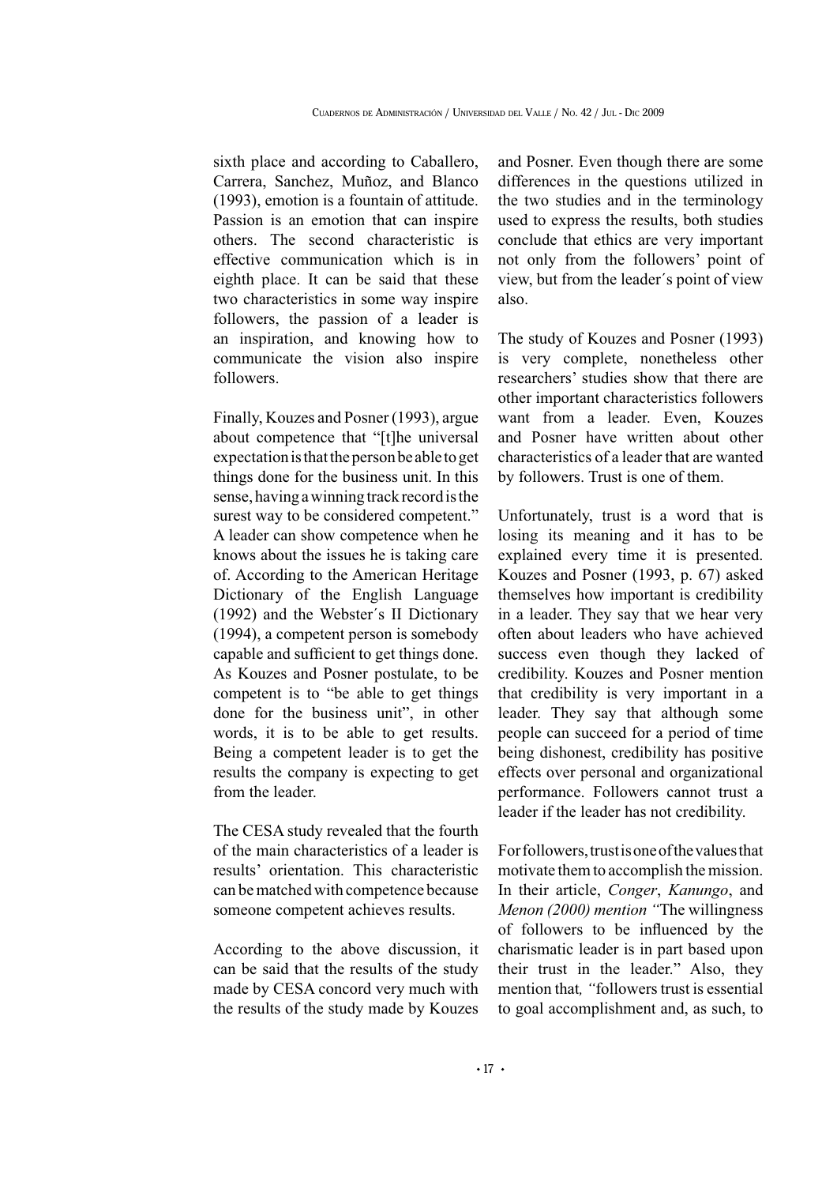sixth place and according to Caballero, Carrera, Sanchez, Muñoz, and Blanco (1993), emotion is a fountain of attitude. Passion is an emotion that can inspire others. The second characteristic is effective communication which is in eighth place. It can be said that these two characteristics in some way inspire followers, the passion of a leader is an inspiration, and knowing how to communicate the vision also inspire followers.

Finally, Kouzes and Posner (1993), argue about competence that "[t]he universal expectation is that the person be able to get things done for the business unit. In this sense, having a winning track record is the surest way to be considered competent." A leader can show competence when he knows about the issues he is taking care of. According to the American Heritage Dictionary of the English Language (1992) and the Webster´s II Dictionary (1994), a competent person is somebody capable and sufficient to get things done. As Kouzes and Posner postulate, to be competent is to "be able to get things done for the business unit", in other words, it is to be able to get results. Being a competent leader is to get the results the company is expecting to get from the leader.

The CESA study revealed that the fourth of the main characteristics of a leader is results' orientation. This characteristic can be matched with competence because someone competent achieves results.

According to the above discussion, it can be said that the results of the study made by CESA concord very much with the results of the study made by Kouzes and Posner. Even though there are some differences in the questions utilized in the two studies and in the terminology used to express the results, both studies conclude that ethics are very important not only from the followers' point of view, but from the leader´s point of view also.

The study of Kouzes and Posner (1993) is very complete, nonetheless other researchers' studies show that there are other important characteristics followers want from a leader. Even, Kouzes and Posner have written about other characteristics of a leader that are wanted by followers. Trust is one of them.

Unfortunately, trust is a word that is losing its meaning and it has to be explained every time it is presented. Kouzes and Posner (1993, p. 67) asked themselves how important is credibility in a leader. They say that we hear very often about leaders who have achieved success even though they lacked of credibility. Kouzes and Posner mention that credibility is very important in a leader. They say that although some people can succeed for a period of time being dishonest, credibility has positive effects over personal and organizational performance. Followers cannot trust a leader if the leader has not credibility.

For followers, trust is one of the values that motivate them to accomplish the mission. In their article, *Conger*, *Kanungo*, and *Menon (2000) mention "*The willingness of followers to be influenced by the charismatic leader is in part based upon their trust in the leader." Also, they mention that*, "*followers trust is essential to goal accomplishment and, as such, to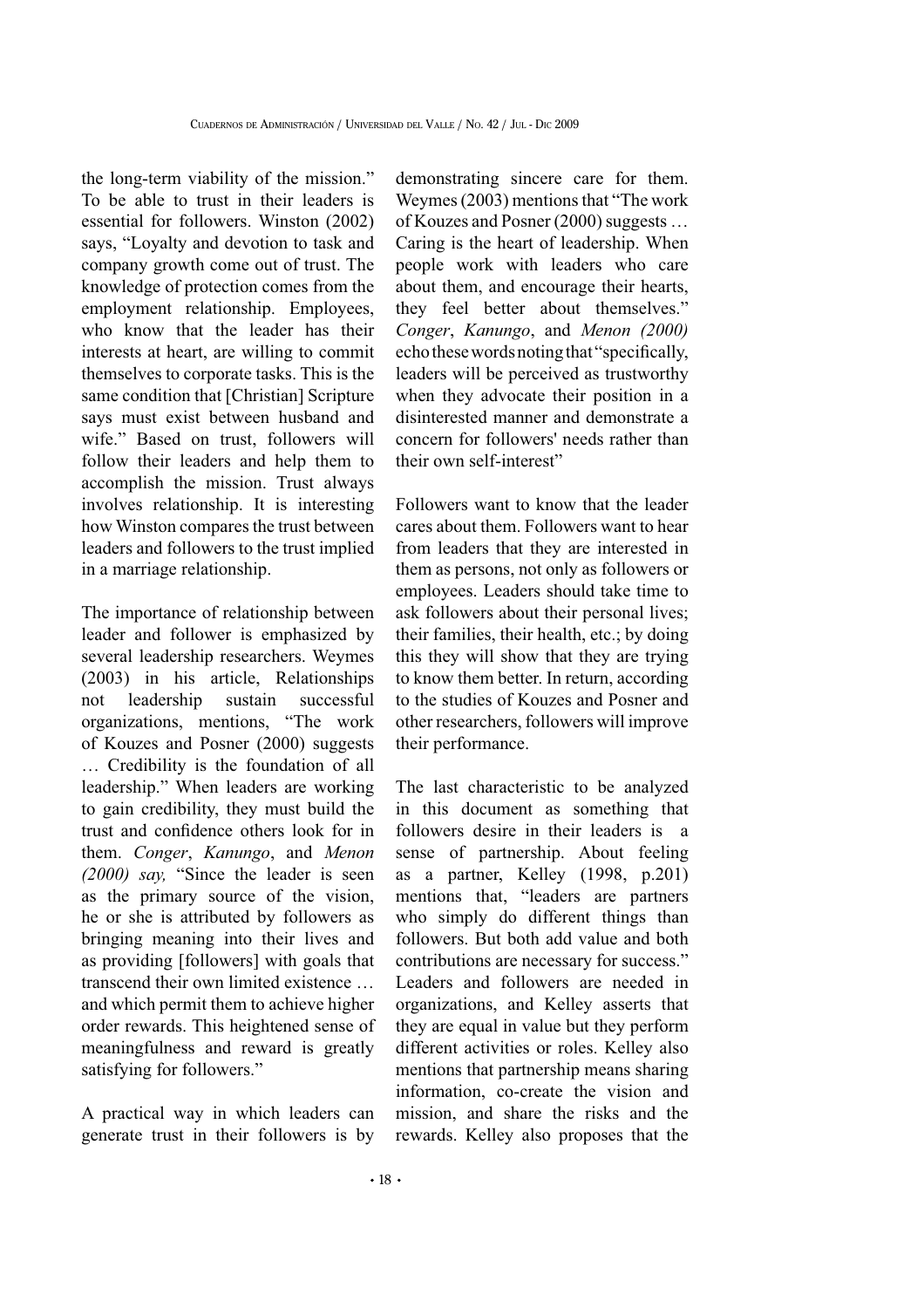the long-term viability of the mission." To be able to trust in their leaders is essential for followers. Winston (2002) says, "Loyalty and devotion to task and company growth come out of trust. The knowledge of protection comes from the employment relationship. Employees, who know that the leader has their interests at heart, are willing to commit themselves to corporate tasks. This is the same condition that [Christian] Scripture says must exist between husband and wife." Based on trust, followers will follow their leaders and help them to accomplish the mission. Trust always involves relationship. It is interesting how Winston compares the trust between leaders and followers to the trust implied in a marriage relationship.

The importance of relationship between leader and follower is emphasized by several leadership researchers. Weymes (2003) in his article, Relationships not leadership sustain successful organizations, mentions, "The work of Kouzes and Posner (2000) suggests … Credibility is the foundation of all leadership." When leaders are working to gain credibility, they must build the trust and confidence others look for in them. *Conger*, *Kanungo*, and *Menon (2000) say,* "Since the leader is seen as the primary source of the vision, he or she is attributed by followers as bringing meaning into their lives and as providing [followers] with goals that transcend their own limited existence … and which permit them to achieve higher order rewards. This heightened sense of meaningfulness and reward is greatly satisfying for followers."

A practical way in which leaders can generate trust in their followers is by demonstrating sincere care for them. Weymes (2003) mentions that "The work of Kouzes and Posner (2000) suggests … Caring is the heart of leadership. When people work with leaders who care about them, and encourage their hearts, they feel better about themselves." *Conger*, *Kanungo*, and *Menon (2000)* echo these words noting that "specifically, leaders will be perceived as trustworthy when they advocate their position in a disinterested manner and demonstrate a concern for followers' needs rather than their own self-interest"

Followers want to know that the leader cares about them. Followers want to hear from leaders that they are interested in them as persons, not only as followers or employees. Leaders should take time to ask followers about their personal lives; their families, their health, etc.; by doing this they will show that they are trying to know them better. In return, according to the studies of Kouzes and Posner and other researchers, followers will improve their performance.

The last characteristic to be analyzed in this document as something that followers desire in their leaders is a sense of partnership. About feeling as a partner, Kelley (1998, p.201) mentions that, "leaders are partners who simply do different things than followers. But both add value and both contributions are necessary for success." Leaders and followers are needed in organizations, and Kelley asserts that they are equal in value but they perform different activities or roles. Kelley also mentions that partnership means sharing information, co-create the vision and mission, and share the risks and the rewards. Kelley also proposes that the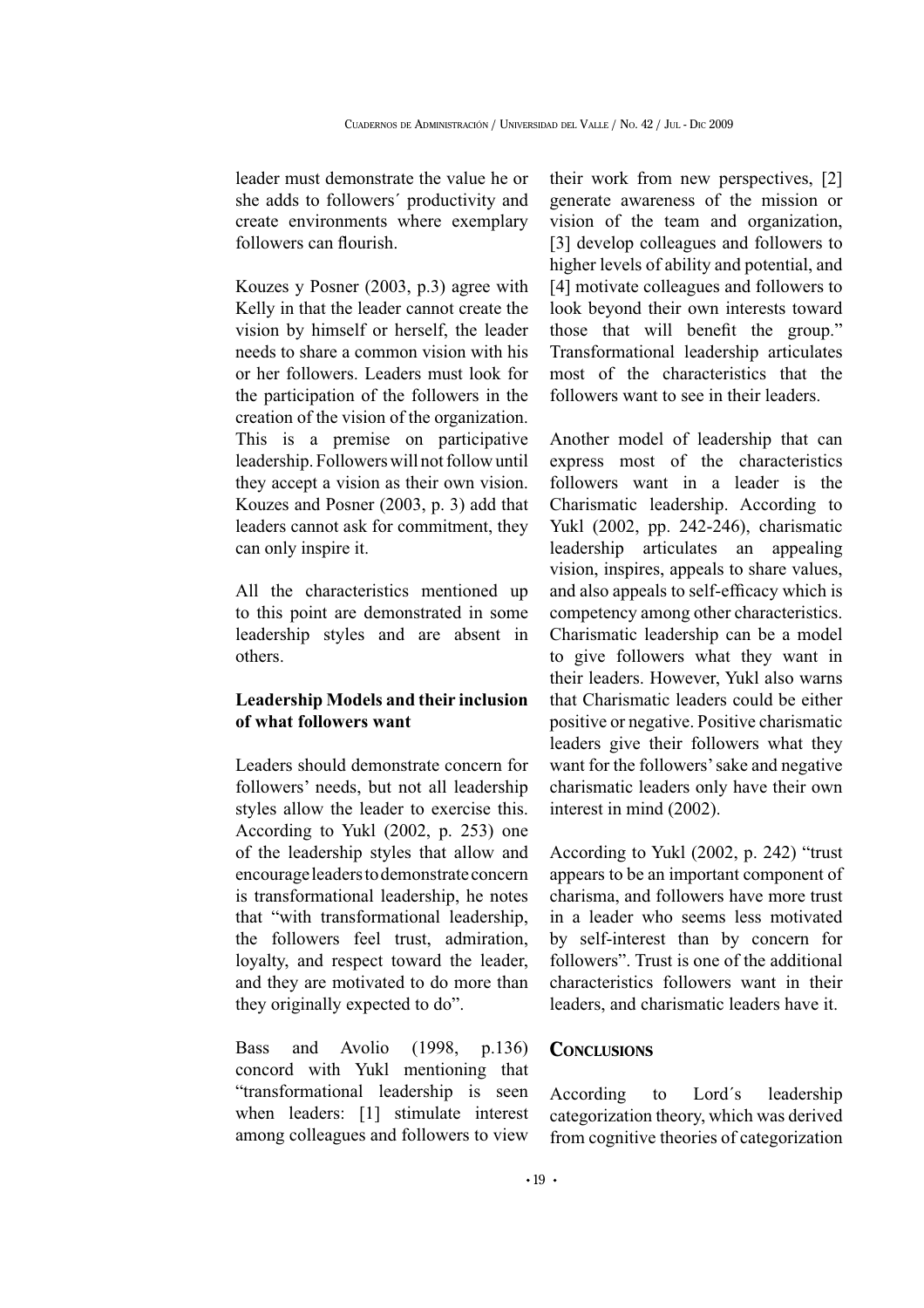leader must demonstrate the value he or she adds to followers´ productivity and create environments where exemplary followers can flourish.

Kouzes y Posner (2003, p.3) agree with Kelly in that the leader cannot create the vision by himself or herself, the leader needs to share a common vision with his or her followers. Leaders must look for the participation of the followers in the creation of the vision of the organization. This is a premise on participative leadership. Followers will not follow until they accept a vision as their own vision. Kouzes and Posner (2003, p. 3) add that leaders cannot ask for commitment, they can only inspire it.

All the characteristics mentioned up to this point are demonstrated in some leadership styles and are absent in others.

### Leadership Models and their inclusion of what followers want

Leaders should demonstrate concern for followers' needs, but not all leadership styles allow the leader to exercise this. According to Yukl (2002, p. 253) one of the leadership styles that allow and encourage leaders to demonstrate concern is transformational leadership, he notes that "with transformational leadership, the followers feel trust, admiration, loyalty, and respect toward the leader, and they are motivated to do more than they originally expected to do".

Bass and Avolio (1998, p.136) concord with Yukl mentioning that "transformational leadership is seen when leaders: [1] stimulate interest among colleagues and followers to view their work from new perspectives, [2] generate awareness of the mission or vision of the team and organization, [3] develop colleagues and followers to higher levels of ability and potential, and [4] motivate colleagues and followers to look beyond their own interests toward those that will benefit the group." Transformational leadership articulates most of the characteristics that the followers want to see in their leaders.

Another model of leadership that can express most of the characteristics followers want in a leader is the Charismatic leadership. According to Yukl (2002, pp. 242-246), charismatic leadership articulates an appealing vision, inspires, appeals to share values, and also appeals to self-efficacy which is competency among other characteristics. Charismatic leadership can be a model to give followers what they want in their leaders. However, Yukl also warns that Charismatic leaders could be either positive or negative. Positive charismatic leaders give their followers what they want for the followers' sake and negative charismatic leaders only have their own interest in mind (2002).

According to Yukl (2002, p. 242) "trust appears to be an important component of charisma, and followers have more trust in a leader who seems less motivated by self-interest than by concern for followers". Trust is one of the additional characteristics followers want in their leaders, and charismatic leaders have it.

## Conclusions

According to Lord´s leadership categorization theory, which was derived from cognitive theories of categorization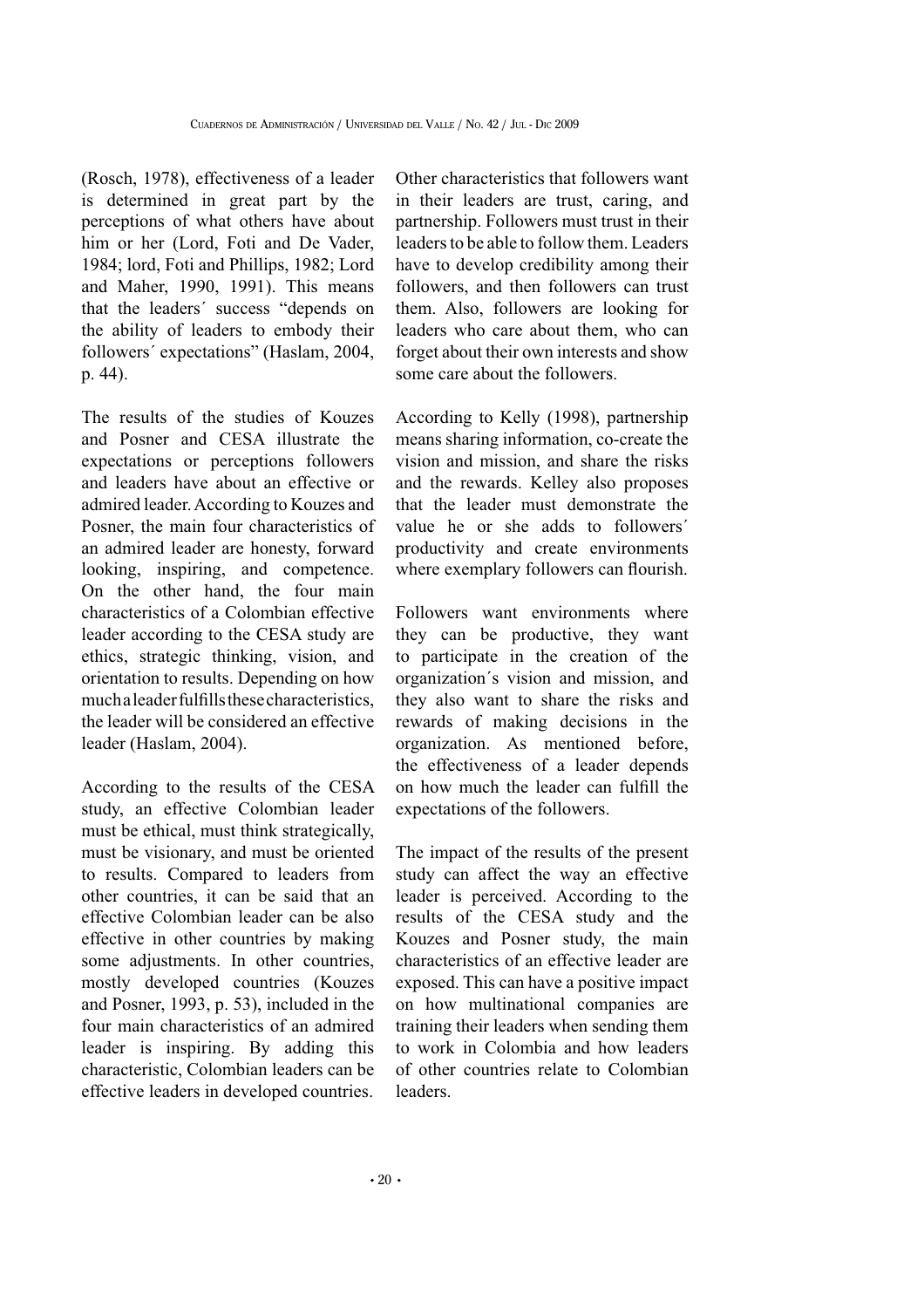(Rosch, 1978), effectiveness of a leader is determined in great part by the perceptions of what others have about him or her (Lord, Foti and De Vader, 1984; lord, Foti and Phillips, 1982; Lord and Maher, 1990, 1991). This means that the leaders´ success "depends on the ability of leaders to embody their followers´ expectations" (Haslam, 2004, p. 44).

The results of the studies of Kouzes and Posner and CESA illustrate the expectations or perceptions followers and leaders have about an effective or admired leader. According to Kouzes and Posner, the main four characteristics of an admired leader are honesty, forward looking, inspiring, and competence. On the other hand, the four main characteristics of a Colombian effective leader according to the CESA study are ethics, strategic thinking, vision, and orientation to results. Depending on how much a leader fulfills these characteristics, the leader will be considered an effective leader (Haslam, 2004).

According to the results of the CESA study, an effective Colombian leader must be ethical, must think strategically, must be visionary, and must be oriented to results. Compared to leaders from other countries, it can be said that an effective Colombian leader can be also effective in other countries by making some adjustments. In other countries, mostly developed countries (Kouzes and Posner, 1993, p. 53), included in the four main characteristics of an admired leader is inspiring. By adding this characteristic, Colombian leaders can be effective leaders in developed countries.

Other characteristics that followers want in their leaders are trust, caring, and partnership. Followers must trust in their leaders to be able to follow them. Leaders have to develop credibility among their followers, and then followers can trust them. Also, followers are looking for leaders who care about them, who can forget about their own interests and show some care about the followers.

According to Kelly (1998), partnership means sharing information, co-create the vision and mission, and share the risks and the rewards. Kelley also proposes that the leader must demonstrate the value he or she adds to followers´ productivity and create environments where exemplary followers can flourish.

Followers want environments where they can be productive, they want to participate in the creation of the organization´s vision and mission, and they also want to share the risks and rewards of making decisions in the organization. As mentioned before, the effectiveness of a leader depends on how much the leader can fulfill the expectations of the followers.

The impact of the results of the present study can affect the way an effective leader is perceived. According to the results of the CESA study and the Kouzes and Posner study, the main characteristics of an effective leader are exposed. This can have a positive impact on how multinational companies are training their leaders when sending them to work in Colombia and how leaders of other countries relate to Colombian leaders.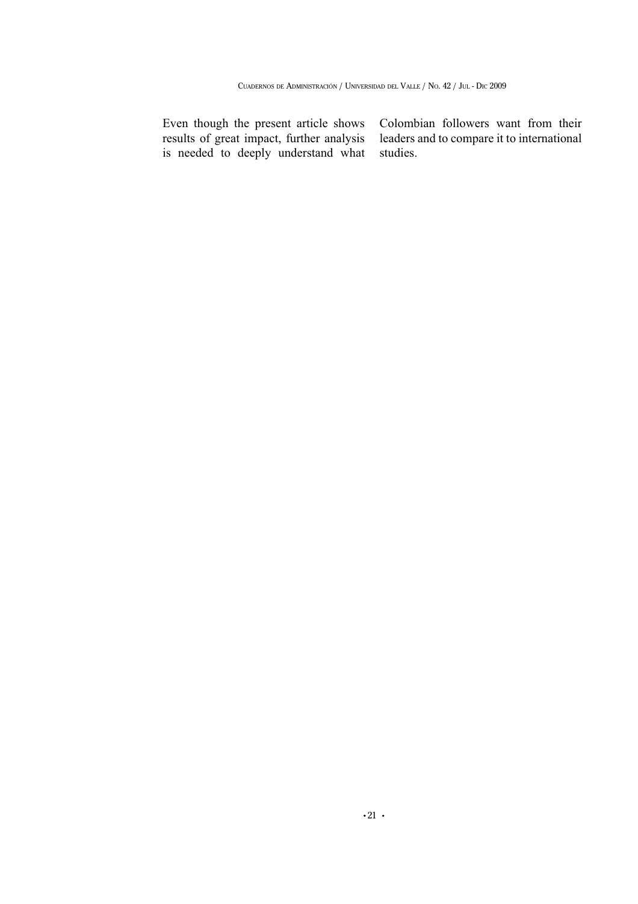Even though the present article shows results of great impact, further analysis is needed to deeply understand what Colombian followers want from their leaders and to compare it to international studies.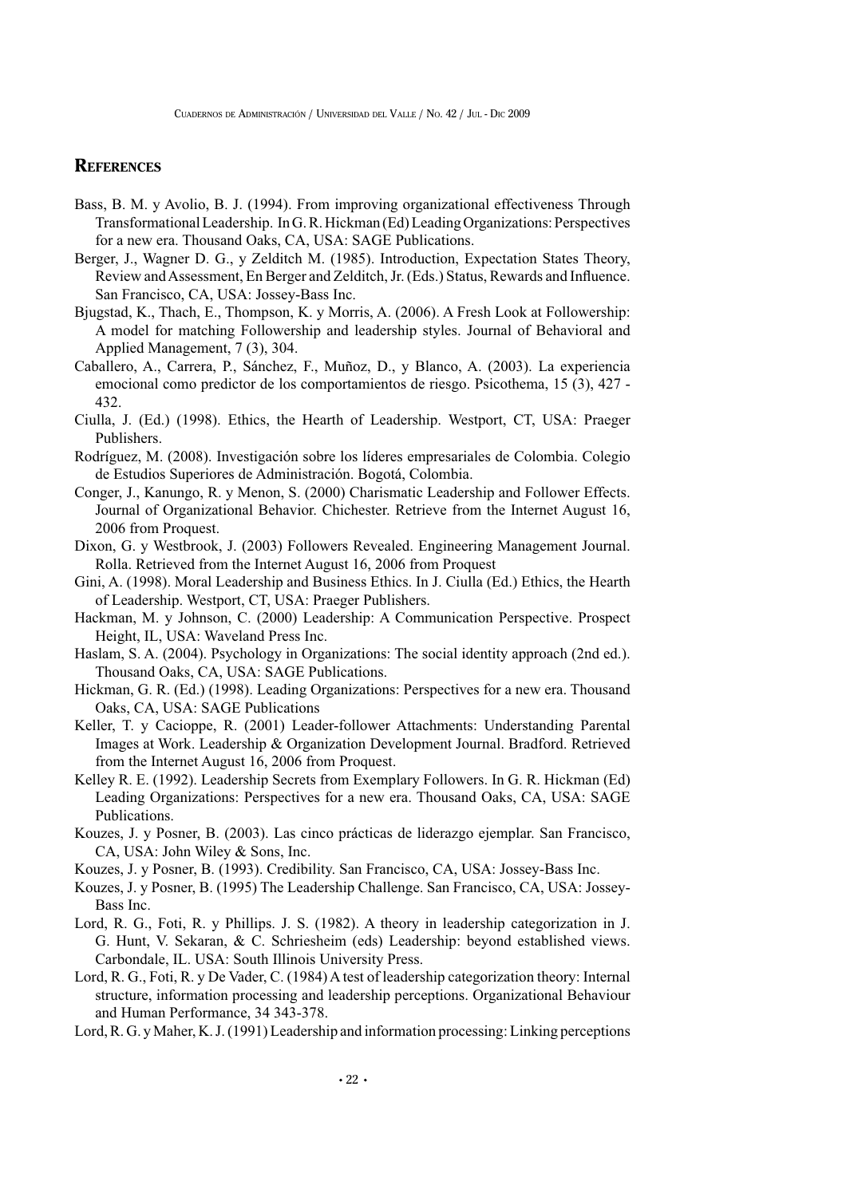## References

Bass, B. M. y Avolio, B. J. (1994). From improving organizational effectiveness Through Transformational Leadership. In G. R. Hickman (Ed) Leading Organizations: Perspectives for a new era. Thousand Oaks, CA, USA: SAGE Publications.

Berger, J., Wagner D. G., y Zelditch M. (1985). Introduction, Expectation States Theory, Review and Assessment, En Berger and Zelditch, Jr. (Eds.) Status, Rewards and Influence. San Francisco, CA, USA: Jossey-Bass Inc.

Bjugstad, K., Thach, E., Thompson, K. y Morris, A. (2006). A Fresh Look at Followership: A model for matching Followership and leadership styles. Journal of Behavioral and Applied Management, 7 (3), 304.

Caballero, A., Carrera, P., Sánchez, F., Muñoz, D., y Blanco, A. (2003). La experiencia emocional como predictor de los comportamientos de riesgo. Psicothema, 15 (3), 427 - 432.

Ciulla, J. (Ed.) (1998). Ethics, the Hearth of Leadership. Westport, CT, USA: Praeger Publishers.

Rodríguez, M. (2008). Investigación sobre los líderes empresariales de Colombia. Colegio de Estudios Superiores de Administración. Bogotá, Colombia.

Conger, J., Kanungo, R. y Menon, S. (2000) Charismatic Leadership and Follower Effects. Journal of Organizational Behavior. Chichester. Retrieve from the Internet August 16, 2006 from Proquest.

Dixon, G. y Westbrook, J. (2003) Followers Revealed. Engineering Management Journal. Rolla. Retrieved from the Internet August 16, 2006 from Proquest

Gini, A. (1998). Moral Leadership and Business Ethics. In J. Ciulla (Ed.) Ethics, the Hearth of Leadership. Westport, CT, USA: Praeger Publishers.

Hackman, M. y Johnson, C. (2000) Leadership: A Communication Perspective. Prospect Height, IL, USA: Waveland Press Inc.

Haslam, S. A. (2004). Psychology in Organizations: The social identity approach (2nd ed.). Thousand Oaks, CA, USA: SAGE Publications.

Hickman, G. R. (Ed.) (1998). Leading Organizations: Perspectives for a new era. Thousand Oaks, CA, USA: SAGE Publications

Keller, T. y Cacioppe, R. (2001) Leader-follower Attachments: Understanding Parental Images at Work. Leadership & Organization Development Journal. Bradford. Retrieved from the Internet August 16, 2006 from Proquest.

Kelley R. E. (1992). Leadership Secrets from Exemplary Followers. In G. R. Hickman (Ed) Leading Organizations: Perspectives for a new era. Thousand Oaks, CA, USA: SAGE Publications.

Kouzes, J. y Posner, B. (2003). Las cinco prácticas de liderazgo ejemplar. San Francisco, CA, USA: John Wiley & Sons, Inc.

Kouzes, J. y Posner, B. (1993). Credibility. San Francisco, CA, USA: Jossey-Bass Inc.

Kouzes, J. y Posner, B. (1995) The Leadership Challenge. San Francisco, CA, USA: Jossey-Bass Inc.

Lord, R. G., Foti, R. y Phillips. J. S. (1982). A theory in leadership categorization in J. G. Hunt, V. Sekaran, & C. Schriesheim (eds) Leadership: beyond established views. Carbondale, IL. USA: South Illinois University Press.

Lord, R. G., Foti, R. y De Vader, C. (1984) A test of leadership categorization theory: Internal structure, information processing and leadership perceptions. Organizational Behaviour and Human Performance, 34 343-378.

Lord, R. G. y Maher, K. J. (1991) Leadership and information processing: Linking perceptions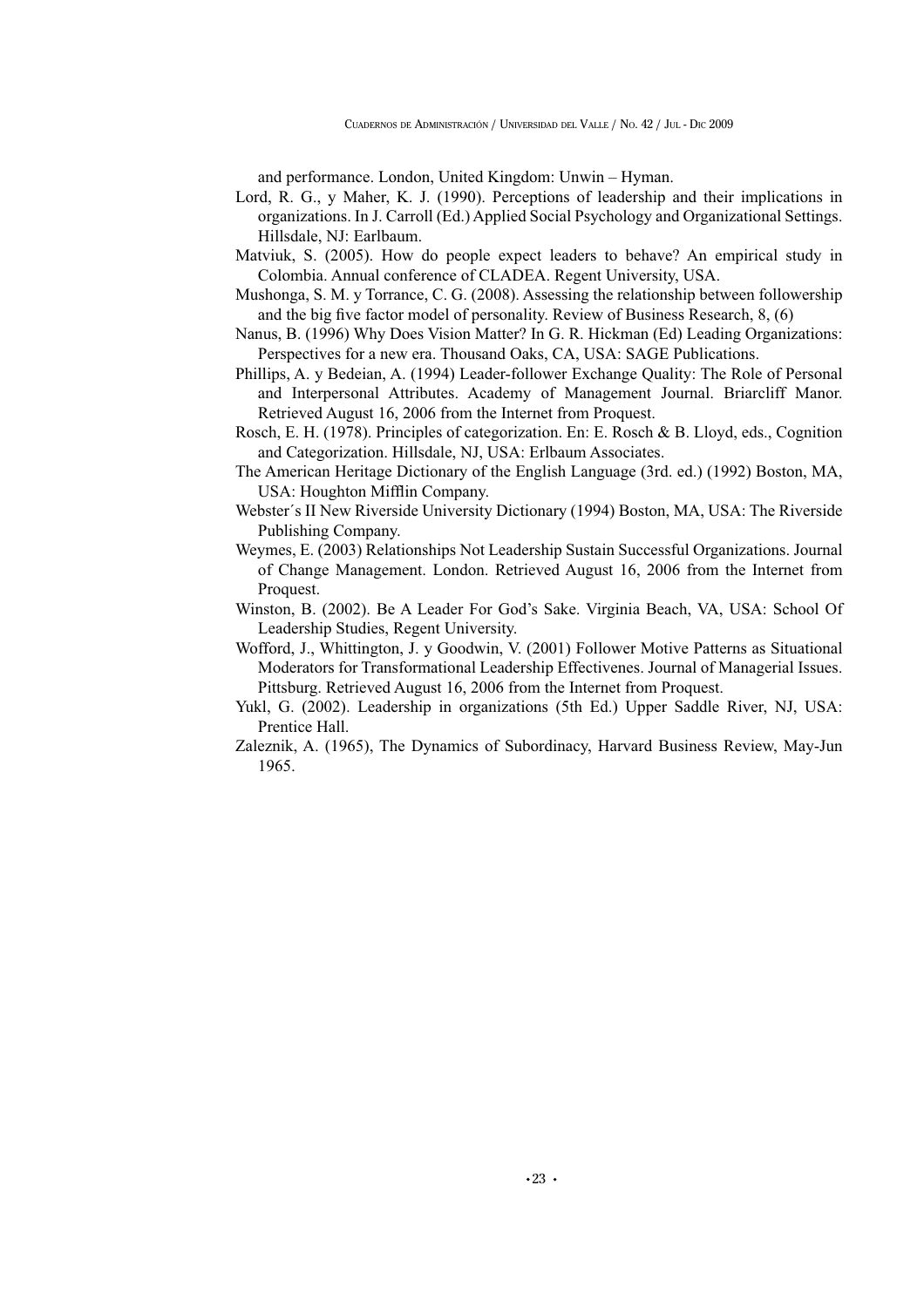and performance. London, United Kingdom: Unwin – Hyman.

Lord, R. G., y Maher, K. J. (1990). Perceptions of leadership and their implications in organizations. In J. Carroll (Ed.) Applied Social Psychology and Organizational Settings. Hillsdale, NJ: Earlbaum.

Matviuk, S. (2005). How do people expect leaders to behave? An empirical study in Colombia. Annual conference of CLADEA. Regent University, USA.

Mushonga, S. M. y Torrance, C. G. (2008). Assessing the relationship between followership and the big five factor model of personality. Review of Business Research, 8, (6)

Nanus, B. (1996) Why Does Vision Matter? In G. R. Hickman (Ed) Leading Organizations: Perspectives for a new era. Thousand Oaks, CA, USA: SAGE Publications.

Phillips, A. y Bedeian, A. (1994) Leader-follower Exchange Quality: The Role of Personal and Interpersonal Attributes. Academy of Management Journal. Briarcliff Manor. Retrieved August 16, 2006 from the Internet from Proquest.

Rosch, E. H. (1978). Principles of categorization. En: E. Rosch & B. Lloyd, eds., Cognition and Categorization. Hillsdale, NJ, USA: Erlbaum Associates.

The American Heritage Dictionary of the English Language (3rd. ed.) (1992) Boston, MA, USA: Houghton Mifflin Company.

Webster´s II New Riverside University Dictionary (1994) Boston, MA, USA: The Riverside Publishing Company.

Weymes, E. (2003) Relationships Not Leadership Sustain Successful Organizations. Journal of Change Management. London. Retrieved August 16, 2006 from the Internet from Proquest.

Winston, B. (2002). Be A Leader For God's Sake. Virginia Beach, VA, USA: School Of Leadership Studies, Regent University.

Wofford, J., Whittington, J. y Goodwin, V. (2001) Follower Motive Patterns as Situational Moderators for Transformational Leadership Effectivenes. Journal of Managerial Issues. Pittsburg. Retrieved August 16, 2006 from the Internet from Proquest.

Yukl, G. (2002). Leadership in organizations (5th Ed.) Upper Saddle River, NJ, USA: Prentice Hall.

Zaleznik, A. (1965), The Dynamics of Subordinacy, Harvard Business Review, May-Jun 1965.